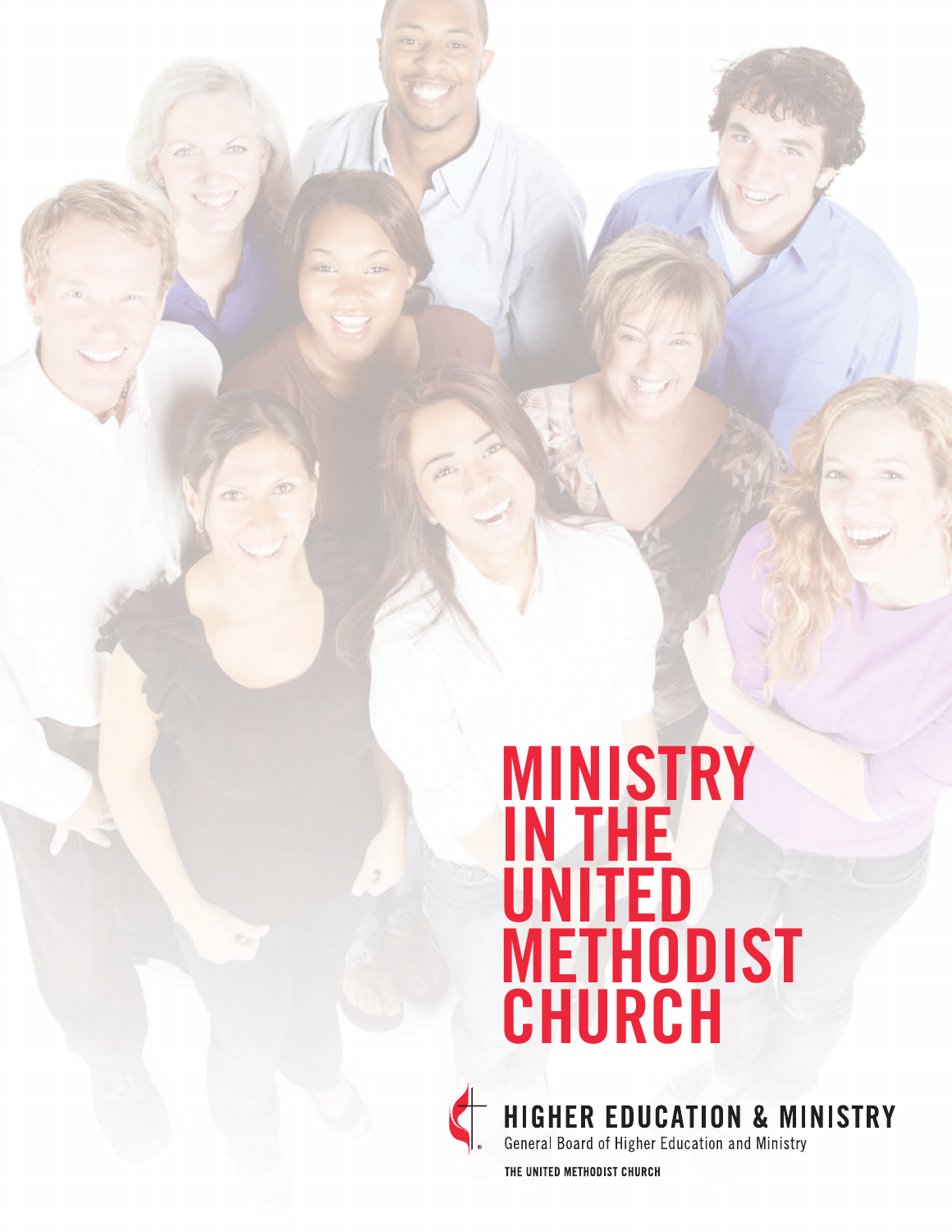# MINISTRY IN THE UNITED METHODIST CHURCH

HIGHER EDUCATION & MINISTRY

General Board of Higher Education and Ministry

THE UNITED METHODIST CHURCH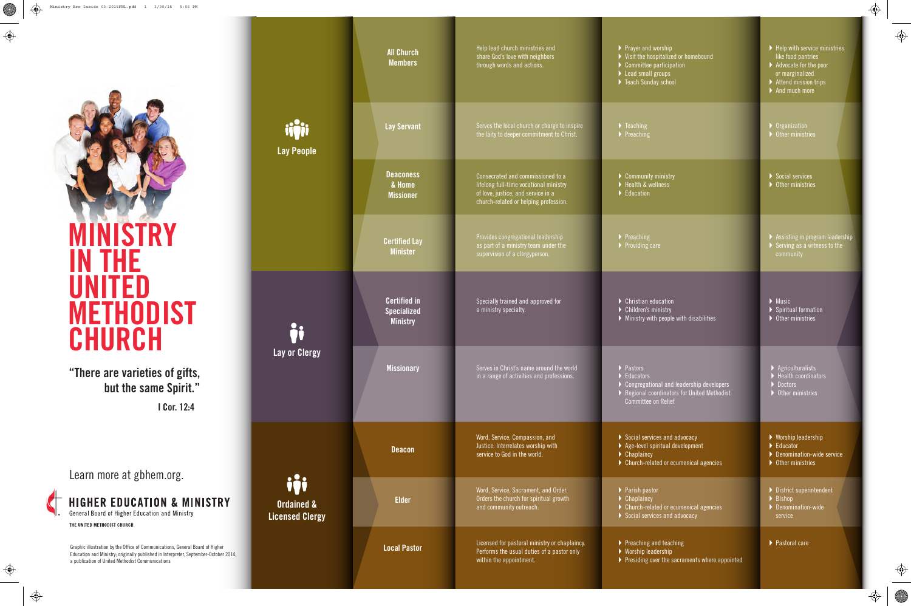# MINISTRY IN THE UNITED METHODIST CHURCH

"There are varieties of gifts, but the same Spirit."

I Cor. 12:4

| Category | Role | Description | Ministry areas | Other ministries |
|---|---|---|---|---|
| Lay People | All Church Members | Help lead church ministries and share God's love with neighbors through words and actions. | Prayer and worship; Visit the hospitalized or homebound; Committee participation; Lead small groups; Teach Sunday school | Help with service ministries like food pantries; Advocate for the poor or marginalized; Attend mission trips; And much more |
| | Lay Servant | Serves the local church or charge to inspire the laity to deeper commitment to Christ. | Teaching; Preaching | Organization; Other ministries |
| | Deaconess & Home Missioner | Consecrated and commissioned to a lifelong full-time vocational ministry of love, justice, and service in a church-related or helping profession. | Community ministry; Health & wellness; Education | Social services; Other ministries |
| | Certified Lay Minister | Provides congregational leadership as part of a ministry team under the supervision of a clergyperson. | Preaching; Providing care | Assisting in program leadership; Serving as a witness to the community |
| Lay or Clergy | Certified in Specialized Ministry | Specially trained and approved for a ministry specialty. | Christian education; Children's ministry; Ministry with people with disabilities | Music; Spiritual formation; Other ministries |
| | Missionary | Serves in Christ's name around the world in a range of activities and professions. | Pastors; Educators; Congregational and leadership developers; Regional coordinators for United Methodist Committee on Relief | Agriculturalists; Health coordinators; Doctors; Other ministries |
| Ordained & Licensed Clergy | Deacon | Word, Service, Compassion, and Justice. Interrelates worship with service to God in the world. | Social services and advocacy; Age-level spiritual development; Chaplaincy; Church-related or ecumenical agencies | Worship leadership; Educator; Denomination-wide service; Other ministries |
| | Elder | Word, Service, Sacrament, and Order. Orders the church for spiritual growth and community outreach. | Parish pastor; Chaplaincy; Church-related or ecumenical agencies; Social services and advocacy | District superintendent; Bishop; Denomination-wide service |
| | Local Pastor | Licensed for pastoral ministry or chaplaincy. Performs the usual duties of a pastor only within the appointment. | Preaching and teaching; Worship leadership; Presiding over the sacraments where appointed | Pastoral care |

Learn more at gbhem.org.

**HIGHER EDUCATION & MINISTRY**
General Board of Higher Education and Ministry
THE UNITED METHODIST CHURCH

Graphic illustration by the Office of Communications, General Board of Higher Education and Ministry; originally published in Interpreter, September-October 2014, a publication of United Methodist Communications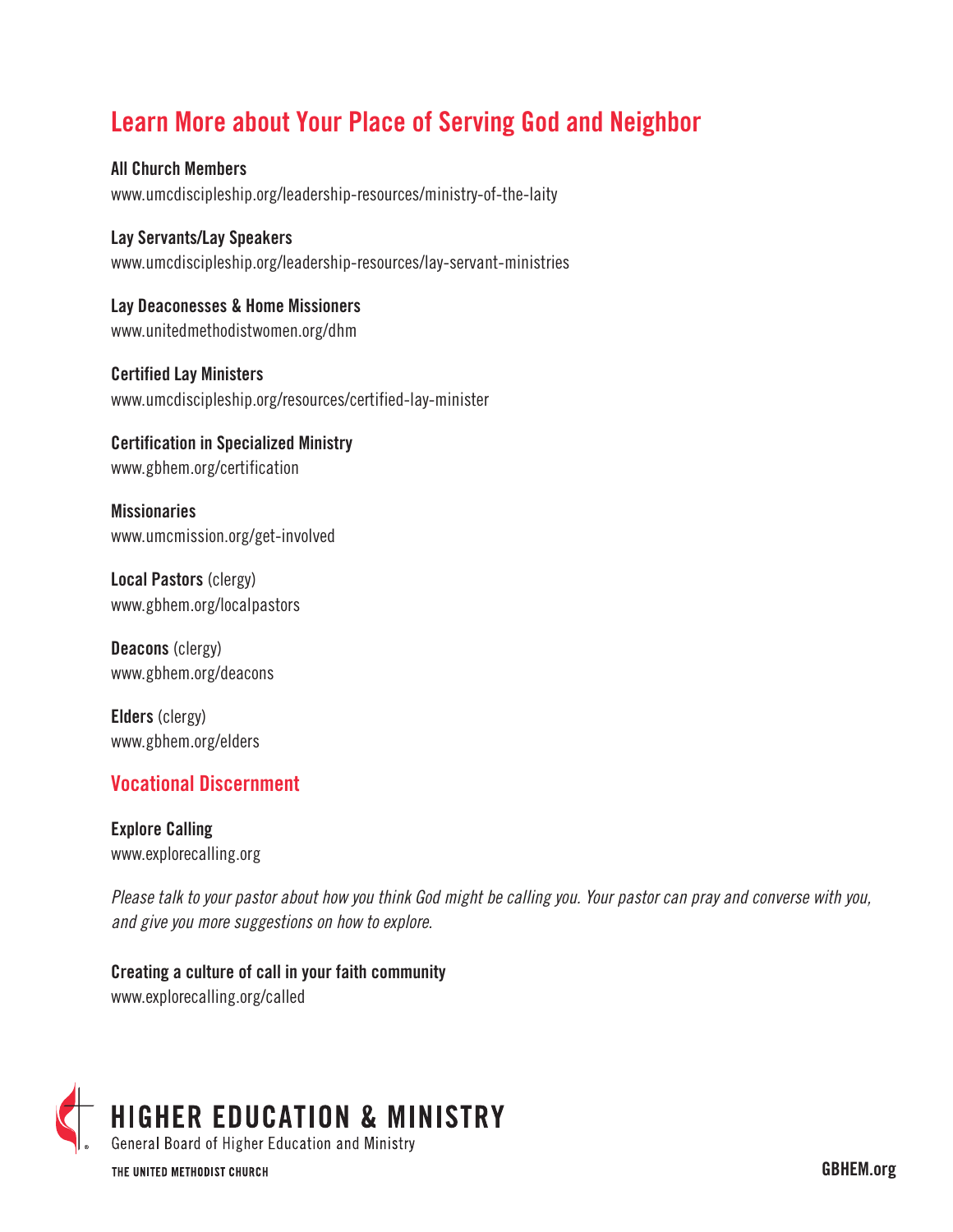## Learn More about Your Place of Serving God and Neighbor

**All Church Members**
www.umcdiscipleship.org/leadership-resources/ministry-of-the-laity

**Lay Servants/Lay Speakers**
www.umcdiscipleship.org/leadership-resources/lay-servant-ministries

**Lay Deaconesses & Home Missioners**
www.unitedmethodistwomen.org/dhm

**Certified Lay Ministers**
www.umcdiscipleship.org/resources/certified-lay-minister

**Certification in Specialized Ministry**
www.gbhem.org/certification

**Missionaries**
www.umcmission.org/get-involved

**Local Pastors** (clergy)
www.gbhem.org/localpastors

**Deacons** (clergy)
www.gbhem.org/deacons

**Elders** (clergy)
www.gbhem.org/elders

## Vocational Discernment

**Explore Calling**
www.explorecalling.org

*Please talk to your pastor about how you think God might be calling you. Your pastor can pray and converse with you, and give you more suggestions on how to explore.*

**Creating a culture of call in your faith community**
www.explorecalling.org/called

HIGHER EDUCATION & MINISTRY
General Board of Higher Education and Ministry
THE UNITED METHODIST CHURCH

GBHEM.org